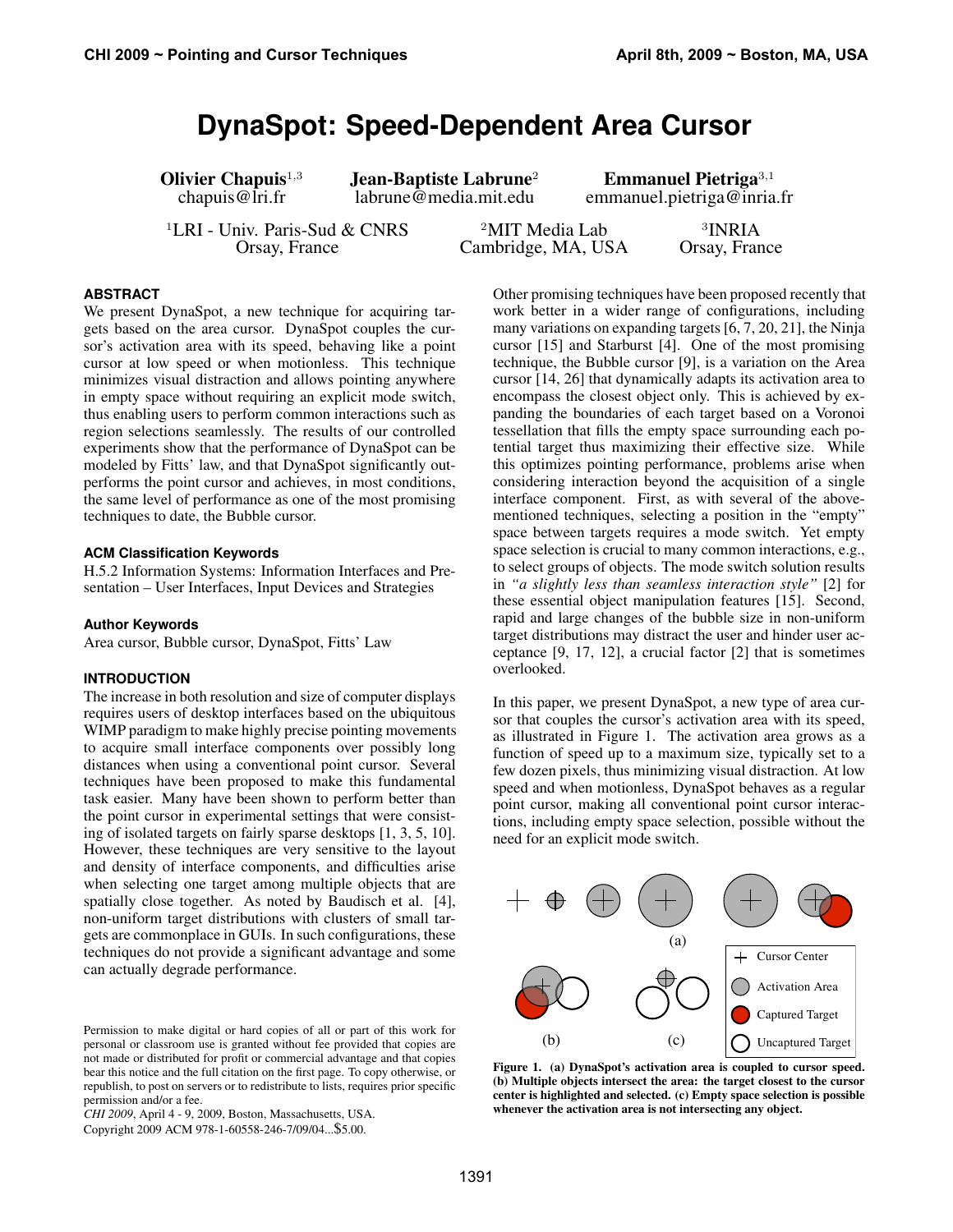# DynaSpot: Speed-Dependent Area Cursor

**Olivier Chapuis**[1,3]
chapuis@lri.fr

**Jean-Baptiste Labrune**[2]
labrune@media.mit.edu

**Emmanuel Pietriga**[3,1]
emmanuel.pietriga@inria.fr

[1]LRI - Univ. Paris-Sud & CNRS
Orsay, France

[2]MIT Media Lab
Cambridge, MA, USA

[3]INRIA
Orsay, France

### ABSTRACT

We present DynaSpot, a new technique for acquiring targets based on the area cursor. DynaSpot couples the cursor's activation area with its speed, behaving like a point cursor at low speed or when motionless. This technique minimizes visual distraction and allows pointing anywhere in empty space without requiring an explicit mode switch, thus enabling users to perform common interactions such as region selections seamlessly. The results of our controlled experiments show that the performance of DynaSpot can be modeled by Fitts' law, and that DynaSpot significantly outperforms the point cursor and achieves, in most conditions, the same level of performance as one of the most promising techniques to date, the Bubble cursor.

### ACM Classification Keywords

H.5.2 Information Systems: Information Interfaces and Presentation – User Interfaces, Input Devices and Strategies

### Author Keywords

Area cursor, Bubble cursor, DynaSpot, Fitts' Law

### INTRODUCTION

The increase in both resolution and size of computer displays requires users of desktop interfaces based on the ubiquitous WIMP paradigm to make highly precise pointing movements to acquire small interface components over possibly long distances when using a conventional point cursor. Several techniques have been proposed to make this fundamental task easier. Many have been shown to perform better than the point cursor in experimental settings that were consisting of isolated targets on fairly sparse desktops [1, 3, 5, 10]. However, these techniques are very sensitive to the layout and density of interface components, and difficulties arise when selecting one target among multiple objects that are spatially close together. As noted by Baudisch et al. [4], non-uniform target distributions with clusters of small targets are commonplace in GUIs. In such configurations, these techniques do not provide a significant advantage and some can actually degrade performance.

Permission to make digital or hard copies of all or part of this work for personal or classroom use is granted without fee provided that copies are not made or distributed for profit or commercial advantage and that copies bear this notice and the full citation on the first page. To copy otherwise, or republish, to post on servers or to redistribute to lists, requires prior specific permission and/or a fee.
*CHI 2009*, April 4 - 9, 2009, Boston, Massachusetts, USA.
Copyright 2009 ACM 978-1-60558-246-7/09/04...$5.00.

Other promising techniques have been proposed recently that work better in a wider range of configurations, including many variations on expanding targets [6, 7, 20, 21], the Ninja cursor [15] and Starburst [4]. One of the most promising technique, the Bubble cursor [9], is a variation on the Area cursor [14, 26] that dynamically adapts its activation area to encompass the closest object only. This is achieved by expanding the boundaries of each target based on a Voronoi tessellation that fills the empty space surrounding each potential target thus maximizing their effective size. While this optimizes pointing performance, problems arise when considering interaction beyond the acquisition of a single interface component. First, as with several of the above-mentioned techniques, selecting a position in the "empty" space between targets requires a mode switch. Yet empty space selection is crucial to many common interactions, e.g., to select groups of objects. The mode switch solution results in *"a slightly less than seamless interaction style"* [2] for these essential object manipulation features [15]. Second, rapid and large changes of the bubble size in non-uniform target distributions may distract the user and hinder user acceptance [9, 17, 12], a crucial factor [2] that is sometimes overlooked.

In this paper, we present DynaSpot, a new type of area cursor that couples the cursor's activation area with its speed, as illustrated in Figure 1. The activation area grows as a function of speed up to a maximum size, typically set to a few dozen pixels, thus minimizing visual distraction. At low speed and when motionless, DynaSpot behaves as a regular point cursor, making all conventional point cursor interactions, including empty space selection, possible without the need for an explicit mode switch.

**Figure 1. (a) DynaSpot's activation area is coupled to cursor speed. (b) Multiple objects intersect the area: the target closest to the cursor center is highlighted and selected. (c) Empty space selection is possible whenever the activation area is not intersecting any object.**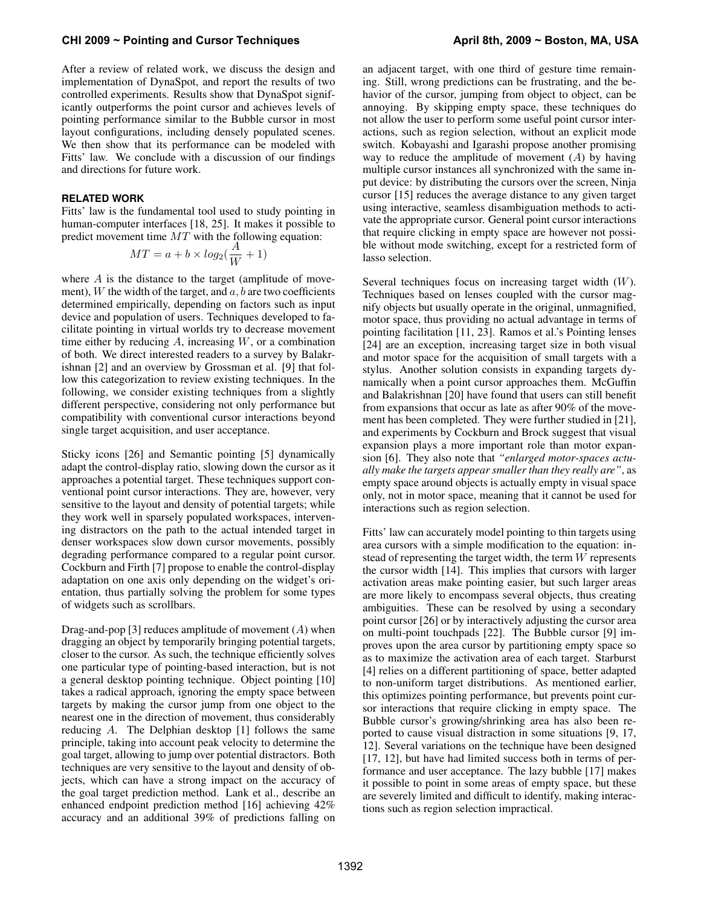After a review of related work, we discuss the design and implementation of DynaSpot, and report the results of two controlled experiments. Results show that DynaSpot significantly outperforms the point cursor and achieves levels of pointing performance similar to the Bubble cursor in most layout configurations, including densely populated scenes. We then show that its performance can be modeled with Fitts' law. We conclude with a discussion of our findings and directions for future work.

## RELATED WORK

Fitts' law is the fundamental tool used to study pointing in human-computer interfaces [18, 25]. It makes it possible to predict movement time $MT$ with the following equation:

$$MT = a + b \times log_2(\frac{A}{W} + 1)$$

where $A$ is the distance to the target (amplitude of movement), $W$ the width of the target, and $a, b$ are two coefficients determined empirically, depending on factors such as input device and population of users. Techniques developed to facilitate pointing in virtual worlds try to decrease movement time either by reducing $A$, increasing $W$, or a combination of both. We direct interested readers to a survey by Balakrishnan [2] and an overview by Grossman et al. [9] that follow this categorization to review existing techniques. In the following, we consider existing techniques from a slightly different perspective, considering not only performance but compatibility with conventional cursor interactions beyond single target acquisition, and user acceptance.

Sticky icons [26] and Semantic pointing [5] dynamically adapt the control-display ratio, slowing down the cursor as it approaches a potential target. These techniques support conventional point cursor interactions. They are, however, very sensitive to the layout and density of potential targets; while they work well in sparsely populated workspaces, intervening distractors on the path to the actual intended target in denser workspaces slow down cursor movements, possibly degrading performance compared to a regular point cursor. Cockburn and Firth [7] propose to enable the control-display adaptation on one axis only depending on the widget's orientation, thus partially solving the problem for some types of widgets such as scrollbars.

Drag-and-pop [3] reduces amplitude of movement ($A$) when dragging an object by temporarily bringing potential targets, closer to the cursor. As such, the technique efficiently solves one particular type of pointing-based interaction, but is not a general desktop pointing technique. Object pointing [10] takes a radical approach, ignoring the empty space between targets by making the cursor jump from one object to the nearest one in the direction of movement, thus considerably reducing $A$. The Delphian desktop [1] follows the same principle, taking into account peak velocity to determine the goal target, allowing to jump over potential distractors. Both techniques are very sensitive to the layout and density of objects, which can have a strong impact on the accuracy of the goal target prediction method. Lank et al., describe an enhanced endpoint prediction method [16] achieving 42% accuracy and an additional 39% of predictions falling on an adjacent target, with one third of gesture time remaining. Still, wrong predictions can be frustrating, and the behavior of the cursor, jumping from object to object, can be annoying. By skipping empty space, these techniques do not allow the user to perform some useful point cursor interactions, such as region selection, without an explicit mode switch. Kobayashi and Igarashi propose another promising way to reduce the amplitude of movement ($A$) by having multiple cursor instances all synchronized with the same input device: by distributing the cursors over the screen, Ninja cursor [15] reduces the average distance to any given target using interactive, seamless disambiguation methods to activate the appropriate cursor. General point cursor interactions that require clicking in empty space are however not possible without mode switching, except for a restricted form of lasso selection.

Several techniques focus on increasing target width ($W$). Techniques based on lenses coupled with the cursor magnify objects but usually operate in the original, unmagnified, motor space, thus providing no actual advantage in terms of pointing facilitation [11, 23]. Ramos et al.'s Pointing lenses [24] are an exception, increasing target size in both visual and motor space for the acquisition of small targets with a stylus. Another solution consists in expanding targets dynamically when a point cursor approaches them. McGuffin and Balakrishnan [20] have found that users can still benefit from expansions that occur as late as after 90% of the movement has been completed. They were further studied in [21], and experiments by Cockburn and Brock suggest that visual expansion plays a more important role than motor expansion [6]. They also note that *"enlarged motor-spaces actually make the targets appear smaller than they really are"*, as empty space around objects is actually empty in visual space only, not in motor space, meaning that it cannot be used for interactions such as region selection.

Fitts' law can accurately model pointing to thin targets using area cursors with a simple modification to the equation: instead of representing the target width, the term $W$ represents the cursor width [14]. This implies that cursors with larger activation areas make pointing easier, but such larger areas are more likely to encompass several objects, thus creating ambiguities. These can be resolved by using a secondary point cursor [26] or by interactively adjusting the cursor area on multi-point touchpads [22]. The Bubble cursor [9] improves upon the area cursor by partitioning empty space so as to maximize the activation area of each target. Starburst [4] relies on a different partitioning of space, better adapted to non-uniform target distributions. As mentioned earlier, this optimizes pointing performance, but prevents point cursor interactions that require clicking in empty space. The Bubble cursor's growing/shrinking area has also been reported to cause visual distraction in some situations [9, 17, 12]. Several variations on the technique have been designed [17, 12], but have had limited success both in terms of performance and user acceptance. The lazy bubble [17] makes it possible to point in some areas of empty space, but these are severely limited and difficult to identify, making interactions such as region selection impractical.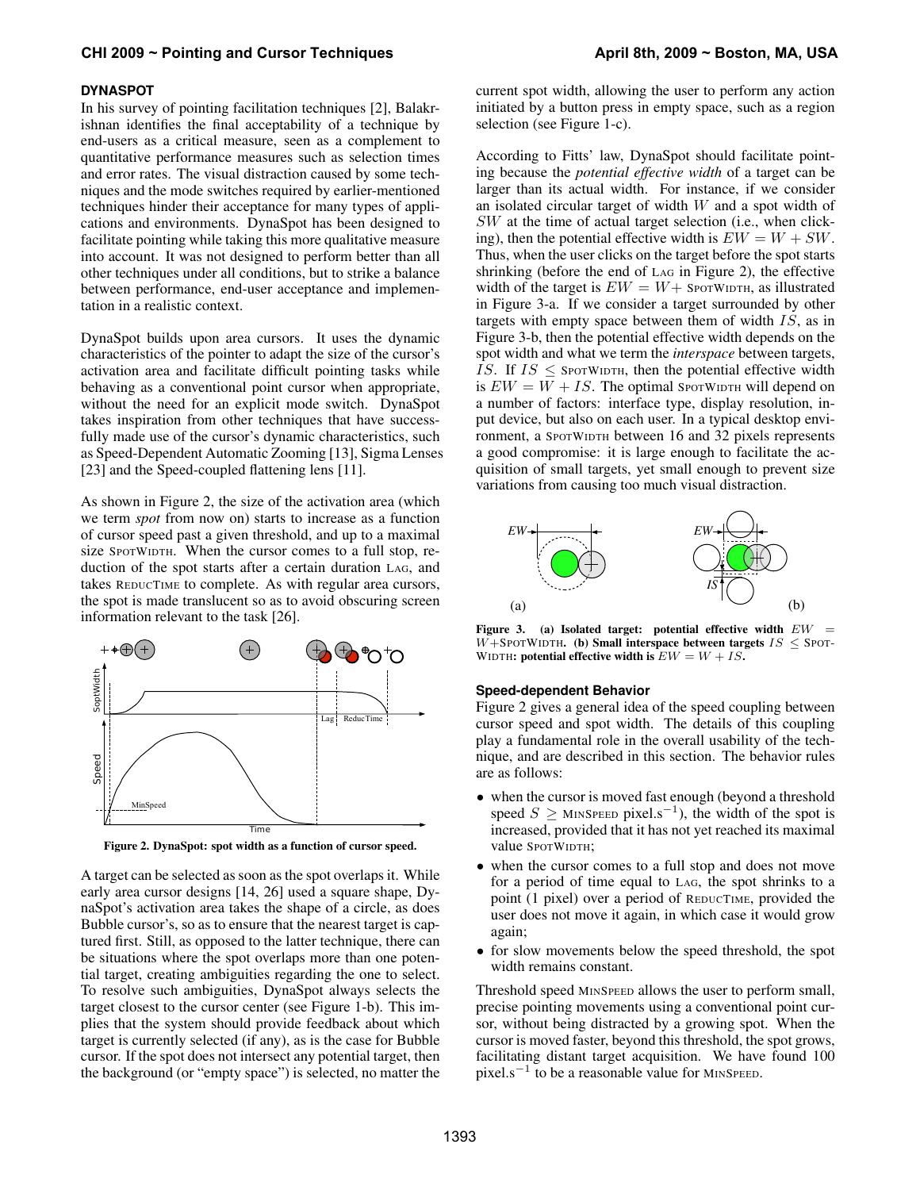### DYNASPOT

In his survey of pointing facilitation techniques [2], Balakrishnan identifies the final acceptability of a technique by end-users as a critical measure, seen as a complement to quantitative performance measures such as selection times and error rates. The visual distraction caused by some techniques and the mode switches required by earlier-mentioned techniques hinder their acceptance for many types of applications and environments. DynaSpot has been designed to facilitate pointing while taking this more qualitative measure into account. It was not designed to perform better than all other techniques under all conditions, but to strike a balance between performance, end-user acceptance and implementation in a realistic context.

DynaSpot builds upon area cursors. It uses the dynamic characteristics of the pointer to adapt the size of the cursor's activation area and facilitate difficult pointing tasks while behaving as a conventional point cursor when appropriate, without the need for an explicit mode switch. DynaSpot takes inspiration from other techniques that have successfully made use of the cursor's dynamic characteristics, such as Speed-Dependent Automatic Zooming [13], Sigma Lenses [23] and the Speed-coupled flattening lens [11].

As shown in Figure 2, the size of the activation area (which we term *spot* from now on) starts to increase as a function of cursor speed past a given threshold, and up to a maximal size SpotWidth. When the cursor comes to a full stop, reduction of the spot starts after a certain duration Lag, and takes ReducTime to complete. As with regular area cursors, the spot is made translucent so as to avoid obscuring screen information relevant to the task [26].

**Figure 2. DynaSpot: spot width as a function of cursor speed.**

A target can be selected as soon as the spot overlaps it. While early area cursor designs [14, 26] used a square shape, DynaSpot's activation area takes the shape of a circle, as does Bubble cursor's, so as to ensure that the nearest target is captured first. Still, as opposed to the latter technique, there can be situations where the spot overlaps more than one potential target, creating ambiguities regarding the one to select. To resolve such ambiguities, DynaSpot always selects the target closest to the cursor center (see Figure 1-b). This implies that the system should provide feedback about which target is currently selected (if any), as is the case for Bubble cursor. If the spot does not intersect any potential target, then the background (or "empty space") is selected, no matter the current spot width, allowing the user to perform any action initiated by a button press in empty space, such as a region selection (see Figure 1-c).

According to Fitts' law, DynaSpot should facilitate pointing because the *potential effective width* of a target can be larger than its actual width. For instance, if we consider an isolated circular target of width $W$ and a spot width of $SW$ at the time of actual target selection (i.e., when clicking), then the potential effective width is $EW = W + SW$. Thus, when the user clicks on the target before the spot starts shrinking (before the end of Lag in Figure 2), the effective width of the target is $EW = W +$ SpotWidth, as illustrated in Figure 3-a. If we consider a target surrounded by other targets with empty space between them of width $IS$, as in Figure 3-b, then the potential effective width depends on the spot width and what we term the *interspace* between targets, $IS$. If $IS \leq$ SpotWidth, then the potential effective width is $EW = W + IS$. The optimal SpotWidth will depend on a number of factors: interface type, display resolution, input device, but also on each user. In a typical desktop environment, a SpotWidth between 16 and 32 pixels represents a good compromise: it is large enough to facilitate the acquisition of small targets, yet small enough to prevent size variations from causing too much visual distraction.

**Figure 3. (a) Isolated target: potential effective width $EW = W+$SpotWidth. (b) Small interspace between targets $IS \leq$ SpotWidth: potential effective width is $EW = W + IS$.**

#### Speed-dependent Behavior

Figure 2 gives a general idea of the speed coupling between cursor speed and spot width. The details of this coupling play a fundamental role in the overall usability of the technique, and are described in this section. The behavior rules are as follows:

- when the cursor is moved fast enough (beyond a threshold speed $S \geq$ MinSpeed pixel.s$^{-1}$), the width of the spot is increased, provided that it has not yet reached its maximal value SpotWidth;
- when the cursor comes to a full stop and does not move for a period of time equal to Lag, the spot shrinks to a point (1 pixel) over a period of ReducTime, provided the user does not move it again, in which case it would grow again;
- for slow movements below the speed threshold, the spot width remains constant.

Threshold speed MinSpeed allows the user to perform small, precise pointing movements using a conventional point cursor, without being distracted by a growing spot. When the cursor is moved faster, beyond this threshold, the spot grows, facilitating distant target acquisition. We have found 100 pixel.s$^{-1}$ to be a reasonable value for MinSpeed.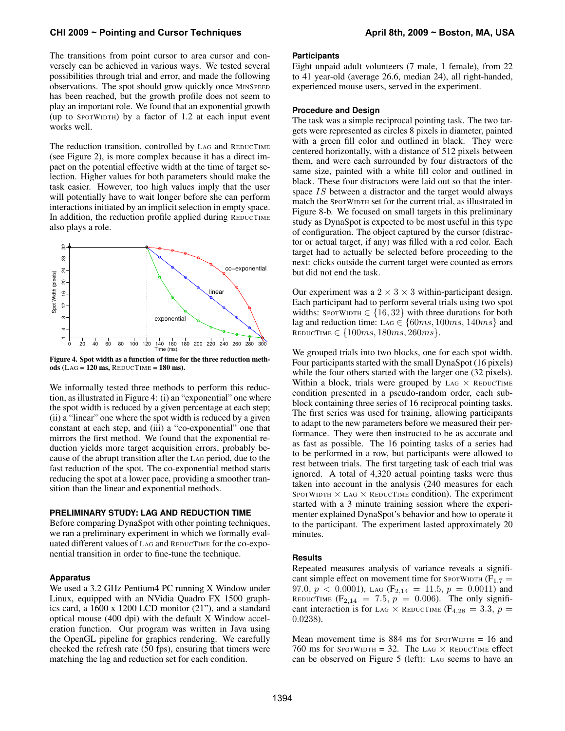The transitions from point cursor to area cursor and conversely can be achieved in various ways. We tested several possibilities through trial and error, and made the following observations. The spot should grow quickly once MinSpeed has been reached, but the growth profile does not seem to play an important role. We found that an exponential growth (up to SpotWidth) by a factor of 1.2 at each input event works well.

The reduction transition, controlled by Lag and ReducTime (see Figure 2), is more complex because it has a direct impact on the potential effective width at the time of target selection. Higher values for both parameters should make the task easier. However, too high values imply that the user will potentially have to wait longer before she can perform interactions initiated by an implicit selection in empty space. In addition, the reduction profile applied during ReducTime also plays a role.

**Figure 4. Spot width as a function of time for the three reduction methods (Lag = 120 ms, ReducTime = 180 ms).**

We informally tested three methods to perform this reduction, as illustrated in Figure 4: (i) an "exponential" one where the spot width is reduced by a given percentage at each step; (ii) a "linear" one where the spot width is reduced by a given constant at each step, and (iii) a "co-exponential" one that mirrors the first method. We found that the exponential reduction yields more target acquisition errors, probably because of the abrupt transition after the Lag period, due to the fast reduction of the spot. The co-exponential method starts reducing the spot at a lower pace, providing a smoother transition than the linear and exponential methods.

## PRELIMINARY STUDY: LAG AND REDUCTION TIME

Before comparing DynaSpot with other pointing techniques, we ran a preliminary experiment in which we formally evaluated different values of Lag and ReducTime for the co-exponential transition in order to fine-tune the technique.

### Apparatus

We used a 3.2 GHz Pentium4 PC running X Window under Linux, equipped with an NVidia Quadro FX 1500 graphics card, a 1600 x 1200 LCD monitor (21"), and a standard optical mouse (400 dpi) with the default X Window acceleration function. Our program was written in Java using the OpenGL pipeline for graphics rendering. We carefully checked the refresh rate (50 fps), ensuring that timers were matching the lag and reduction set for each condition.

### Participants

Eight unpaid adult volunteers (7 male, 1 female), from 22 to 41 year-old (average 26.6, median 24), all right-handed, experienced mouse users, served in the experiment.

### Procedure and Design

The task was a simple reciprocal pointing task. The two targets were represented as circles 8 pixels in diameter, painted with a green fill color and outlined in black. They were centered horizontally, with a distance of 512 pixels between them, and were each surrounded by four distractors of the same size, painted with a white fill color and outlined in black. These four distractors were laid out so that the interspace $IS$ between a distractor and the target would always match the SpotWidth set for the current trial, as illustrated in Figure 8-b. We focused on small targets in this preliminary study as DynaSpot is expected to be most useful in this type of configuration. The object captured by the cursor (distractor or actual target, if any) was filled with a red color. Each target had to actually be selected before proceeding to the next: clicks outside the current target were counted as errors but did not end the task.

Our experiment was a $2 \times 3 \times 3$ within-participant design. Each participant had to perform several trials using two spot widths: SpotWidth $\in \{16, 32\}$ with three durations for both lag and reduction time: Lag $\in \{60ms, 100ms, 140ms\}$ and ReducTime $\in \{100ms, 180ms, 260ms\}$.

We grouped trials into two blocks, one for each spot width. Four participants started with the small DynaSpot (16 pixels) while the four others started with the larger one (32 pixels). Within a block, trials were grouped by Lag × ReducTime condition presented in a pseudo-random order, each subblock containing three series of 16 reciprocal pointing tasks. The first series was used for training, allowing participants to adapt to the new parameters before we measured their performance. They were then instructed to be as accurate and as fast as possible. The 16 pointing tasks of a series had to be performed in a row, but participants were allowed to rest between trials. The first targeting task of each trial was ignored. A total of 4,320 actual pointing tasks were thus taken into account in the analysis (240 measures for each SpotWidth × Lag × ReducTime condition). The experiment started with a 3 minute training session where the experimenter explained DynaSpot's behavior and how to operate it to the participant. The experiment lasted approximately 20 minutes.

### Results

Repeated measures analysis of variance reveals a significant simple effect on movement time for SpotWidth ($F_{1,7} = 97.0$, $p < 0.0001$), Lag ($F_{2,14} = 11.5$, $p = 0.0011$) and ReducTime ($F_{2,14} = 7.5$, $p = 0.006$). The only significant interaction is for Lag × ReducTime ($F_{4,28} = 3.3$, $p = 0.0238$).

Mean movement time is 884 ms for SpotWidth = 16 and 760 ms for SpotWidth = 32. The Lag × ReducTime effect can be observed on Figure 5 (left): Lag seems to have an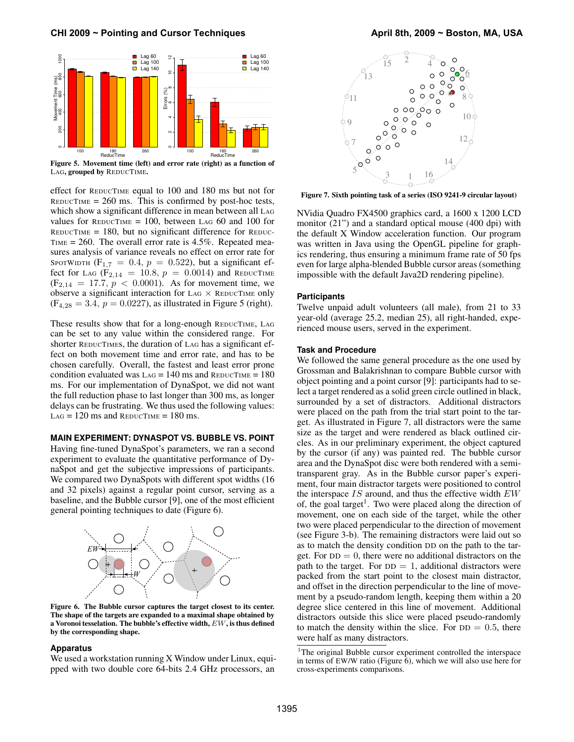Figure 5. Movement time (left) and error rate (right) as a function of LAG, grouped by REDUCTIME.

effect for REDUCTIME equal to 100 and 180 ms but not for REDUCTIME = 260 ms. This is confirmed by post-hoc tests, which show a significant difference in mean between all LAG values for REDUCTIME = 100, between LAG 60 and 100 for REDUCTIME = 180, but no significant difference for REDUCTIME = 260. The overall error rate is 4.5%. Repeated measures analysis of variance reveals no effect on error rate for SPOTWIDTH ($F_{1,7} = 0.4$, $p = 0.522$), but a significant effect for LAG ($F_{2,14} = 10.8$, $p = 0.0014$) and REDUCTIME ($F_{2,14} = 17.7$, $p < 0.0001$). As for movement time, we observe a significant interaction for LAG × REDUCTIME only ($F_{4,28} = 3.4$, $p = 0.0227$), as illustrated in Figure 5 (right).

These results show that for a long-enough REDUCTIME, LAG can be set to any value within the considered range. For shorter REDUCTIMEs, the duration of LAG has a significant effect on both movement time and error rate, and has to be chosen carefully. Overall, the fastest and least error prone condition evaluated was LAG = 140 ms and REDUCTIME = 180 ms. For our implementation of DynaSpot, we did not want the full reduction phase to last longer than 300 ms, as longer delays can be frustrating. We thus used the following values: LAG = 120 ms and REDUCTIME = 180 ms.

## MAIN EXPERIMENT: DYNASPOT VS. BUBBLE VS. POINT

Having fine-tuned DynaSpot's parameters, we ran a second experiment to evaluate the quantitative performance of DynaSpot and get the subjective impressions of participants. We compared two DynaSpots with different spot widths (16 and 32 pixels) against a regular point cursor, serving as a baseline, and the Bubble cursor [9], one of the most efficient general pointing techniques to date (Figure 6).

Figure 6. The Bubble cursor captures the target closest to its center. The shape of the targets are expanded to a maximal shape obtained by a Voronoi tesselation. The bubble's effective width, $EW$, is thus defined by the corresponding shape.

### Apparatus

We used a workstation running X Window under Linux, equipped with two double core 64-bits 2.4 GHz processors, an NVidia Quadro FX4500 graphics card, a 1600 x 1200 LCD monitor (21") and a standard optical mouse (400 dpi) with the default X Window acceleration function. Our program was written in Java using the OpenGL pipeline for graphics rendering, thus ensuring a minimum frame rate of 50 fps even for large alpha-blended Bubble cursor areas (something impossible with the default Java2D rendering pipeline).

Figure 7. Sixth pointing task of a series (ISO 9241-9 circular layout)

### Participants

Twelve unpaid adult volunteers (all male), from 21 to 33 year-old (average 25.2, median 25), all right-handed, experienced mouse users, served in the experiment.

### Task and Procedure

We followed the same general procedure as the one used by Grossman and Balakrishnan to compare Bubble cursor with object pointing and a point cursor [9]: participants had to select a target rendered as a solid green circle outlined in black, surrounded by a set of distractors. Additional distractors were placed on the path from the trial start point to the target. As illustrated in Figure 7, all distractors were the same size as the target and were rendered as black outlined circles. As in our preliminary experiment, the object captured by the cursor (if any) was painted red. The bubble cursor area and the DynaSpot disc were both rendered with a semi-transparent gray. As in the Bubble cursor paper's experiment, four main distractor targets were positioned to control the interspace $IS$ around, and thus the effective width $EW$ of, the goal target[1]. Two were placed along the direction of movement, one on each side of the target, while the other two were placed perpendicular to the direction of movement (see Figure 3-b). The remaining distractors were laid out so as to match the density condition DD on the path to the target. For DD = 0, there were no additional distractors on the path to the target. For DD = 1, additional distractors were packed from the start point to the closest main distractor, and offset in the direction perpendicular to the line of movement by a pseudo-random length, keeping them within a 20 degree slice centered in this line of movement. Additional distractors outside this slice were placed pseudo-randomly to match the density within the slice. For DD = 0.5, there were half as many distractors.

[1] The original Bubble cursor experiment controlled the interspace in terms of EW/W ratio (Figure 6), which we will also use here for cross-experiments comparisons.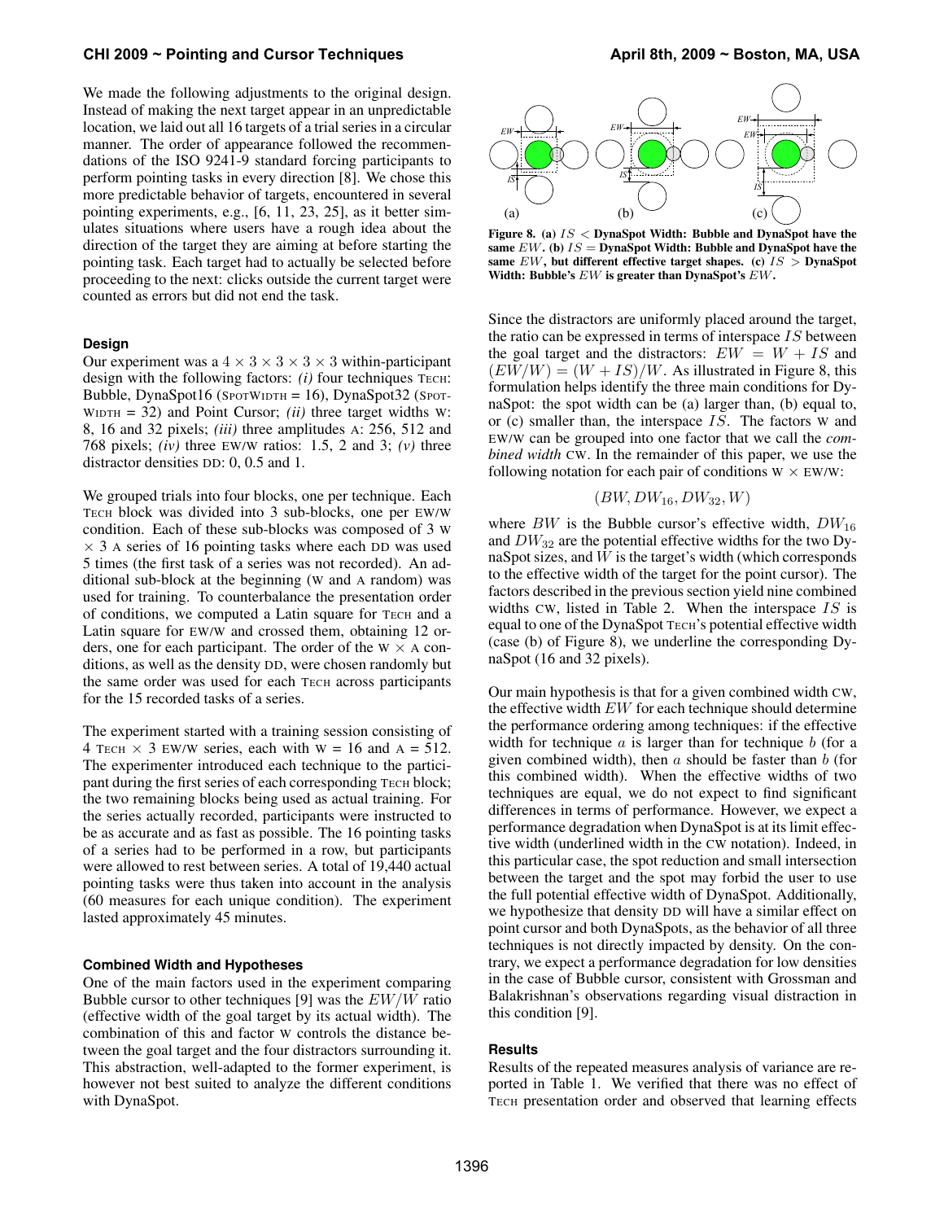We made the following adjustments to the original design. Instead of making the next target appear in an unpredictable location, we laid out all 16 targets of a trial series in a circular manner. The order of appearance followed the recommendations of the ISO 9241-9 standard forcing participants to perform pointing tasks in every direction [8]. We chose this more predictable behavior of targets, encountered in several pointing experiments, e.g., [6, 11, 23, 25], as it better simulates situations where users have a rough idea about the direction of the target they are aiming at before starting the pointing task. Each target had to actually be selected before proceeding to the next: clicks outside the current target were counted as errors but did not end the task.

#### Design

Our experiment was a $4 \times 3 \times 3 \times 3 \times 3$ within-participant design with the following factors: *(i)* four techniques TECH: Bubble, DynaSpot16 (SPOTWIDTH = 16), DynaSpot32 (SPOTWIDTH = 32) and Point Cursor; *(ii)* three target widths W: 8, 16 and 32 pixels; *(iii)* three amplitudes A: 256, 512 and 768 pixels; *(iv)* three EW/W ratios: 1.5, 2 and 3; *(v)* three distractor densities DD: 0, 0.5 and 1.

We grouped trials into four blocks, one per technique. Each TECH block was divided into 3 sub-blocks, one per EW/W condition. Each of these sub-blocks was composed of 3 W $\times$ 3 A series of 16 pointing tasks where each DD was used 5 times (the first task of a series was not recorded). An additional sub-block at the beginning (W and A random) was used for training. To counterbalance the presentation order of conditions, we computed a Latin square for TECH and a Latin square for EW/W and crossed them, obtaining 12 orders, one for each participant. The order of the W $\times$ A conditions, as well as the density DD, were chosen randomly but the same order was used for each TECH across participants for the 15 recorded tasks of a series.

The experiment started with a training session consisting of 4 TECH $\times$ 3 EW/W series, each with W = 16 and A = 512. The experimenter introduced each technique to the participant during the first series of each corresponding TECH block; the two remaining blocks being used as actual training. For the series actually recorded, participants were instructed to be as accurate and as fast as possible. The 16 pointing tasks of a series had to be performed in a row, but participants were allowed to rest between series. A total of 19,440 actual pointing tasks were thus taken into account in the analysis (60 measures for each unique condition). The experiment lasted approximately 45 minutes.

#### Combined Width and Hypotheses

One of the main factors used in the experiment comparing Bubble cursor to other techniques [9] was the $EW/W$ ratio (effective width of the goal target by its actual width). The combination of this and factor W controls the distance between the goal target and the four distractors surrounding it. This abstraction, well-adapted to the former experiment, is however not best suited to analyze the different conditions with DynaSpot.

**Figure 8. (a) $IS <$ DynaSpot Width: Bubble and DynaSpot have the same $EW$. (b) $IS =$ DynaSpot Width: Bubble and DynaSpot have the same $EW$, but different effective target shapes. (c) $IS >$ DynaSpot Width: Bubble's $EW$ is greater than DynaSpot's $EW$.**

Since the distractors are uniformly placed around the target, the ratio can be expressed in terms of interspace $IS$ between the goal target and the distractors: $EW = W + IS$ and $(EW/W) = (W + IS)/W$. As illustrated in Figure 8, this formulation helps identify the three main conditions for DynaSpot: the spot width can be (a) larger than, (b) equal to, or (c) smaller than, the interspace $IS$. The factors W and EW/W can be grouped into one factor that we call the *combined width* CW. In the remainder of this paper, we use the following notation for each pair of conditions W $\times$ EW/W:

$$(BW, DW_{16}, DW_{32}, W)$$

where $BW$ is the Bubble cursor's effective width, $DW_{16}$ and $DW_{32}$ are the potential effective widths for the two DynaSpot sizes, and $W$ is the target's width (which corresponds to the effective width of the target for the point cursor). The factors described in the previous section yield nine combined widths CW, listed in Table 2. When the interspace $IS$ is equal to one of the DynaSpot TECH's potential effective width (case (b) of Figure 8), we underline the corresponding DynaSpot (16 and 32 pixels).

Our main hypothesis is that for a given combined width CW, the effective width $EW$ for each technique should determine the performance ordering among techniques: if the effective width for technique $a$ is larger than for technique $b$ (for a given combined width), then $a$ should be faster than $b$ (for this combined width). When the effective widths of two techniques are equal, we do not expect to find significant differences in terms of performance. However, we expect a performance degradation when DynaSpot is at its limit effective width (underlined width in the CW notation). Indeed, in this particular case, the spot reduction and small intersection between the target and the spot may forbid the user to use the full potential effective width of DynaSpot. Additionally, we hypothesize that density DD will have a similar effect on point cursor and both DynaSpots, as the behavior of all three techniques is not directly impacted by density. On the contrary, we expect a performance degradation for low densities in the case of Bubble cursor, consistent with Grossman and Balakrishnan's observations regarding visual distraction in this condition [9].

#### Results

Results of the repeated measures analysis of variance are reported in Table 1. We verified that there was no effect of TECH presentation order and observed that learning effects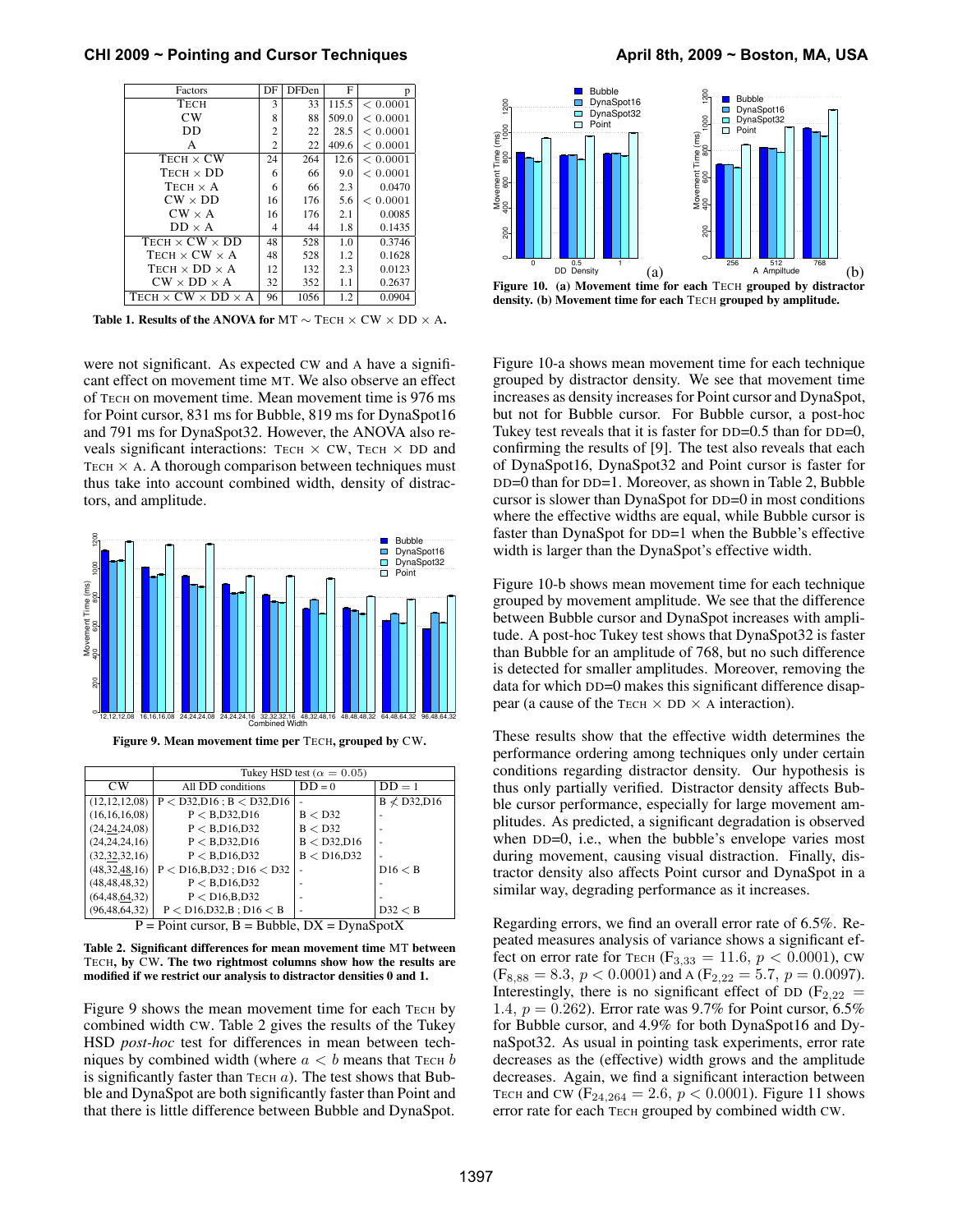| Factors | DF | DFDen | F | p |
|---|---|---|---|---|
| TECH | 3 | 33 | 115.5 | $< 0.0001$ |
| CW | 8 | 88 | 509.0 | $< 0.0001$ |
| DD | 2 | 22 | 28.5 | $< 0.0001$ |
| A | 2 | 22 | 409.6 | $< 0.0001$ |
| TECH × CW | 24 | 264 | 12.6 | $< 0.0001$ |
| TECH × DD | 6 | 66 | 9.0 | $< 0.0001$ |
| TECH × A | 6 | 66 | 2.3 | 0.0470 |
| CW × DD | 16 | 176 | 5.6 | $< 0.0001$ |
| CW × A | 16 | 176 | 2.1 | 0.0085 |
| DD × A | 4 | 44 | 1.8 | 0.1435 |
| TECH × CW × DD | 48 | 528 | 1.0 | 0.3746 |
| TECH × CW × A | 48 | 528 | 1.2 | 0.1628 |
| TECH × DD × A | 12 | 132 | 2.3 | 0.0123 |
| CW × DD × A | 32 | 352 | 1.1 | 0.2637 |
| TECH × CW × DD × A | 96 | 1056 | 1.2 | 0.0904 |

**Table 1. Results of the ANOVA for MT ∼ TECH × CW × DD × A.**

were not significant. As expected CW and A have a significant effect on movement time MT. We also observe an effect of TECH on movement time. Mean movement time is 976 ms for Point cursor, 831 ms for Bubble, 819 ms for DynaSpot16 and 791 ms for DynaSpot32. However, the ANOVA also reveals significant interactions: TECH × CW, TECH × DD and TECH × A. A thorough comparison between techniques must thus take into account combined width, density of distractors, and amplitude.

**Figure 9. Mean movement time per TECH, grouped by CW.**

| CW | Tukey HSD test ($\alpha = 0.05$) | | |
|---|---|---|---|
| | All DD conditions | DD = 0 | DD = 1 |
| (12,12,12,08) | P < D32,D16 ; B < D32,D16 | - | B ≮ D32,D16 |
| (16,16,16,08) | P < B,D32,D16 | B < D32 | - |
| (24,24,24,08) | P < B,D16,D32 | B < D32 | - |
| (24,24,24,16) | P < B,D32,D16 | B < D32,D16 | - |
| (32,32,32,16) | P < B,D16,D32 | B < D16,D32 | - |
| (48,32,48,16) | P < D16,B,D32 ; D16 < D32 | - | D16 < B |
| (48,48,48,32) | P < B,D16,D32 | - | - |
| (64,48,64,32) | P < D16,B,D32 | - | - |
| (96,48,64,32) | P < D16,D32,B ; D16 < B | - | D32 < B |

P = Point cursor, B = Bubble, DX = DynaSpotX

**Table 2. Significant differences for mean movement time MT between TECH, by CW. The two rightmost columns show how the results are modified if we restrict our analysis to distractor densities 0 and 1.**

Figure 9 shows the mean movement time for each TECH by combined width CW. Table 2 gives the results of the Tukey HSD *post-hoc* test for differences in mean between techniques by combined width (where $a < b$ means that TECH $b$ is significantly faster than TECH $a$). The test shows that Bubble and DynaSpot are both significantly faster than Point and that there is little difference between Bubble and DynaSpot.

**Figure 10. (a) Movement time for each TECH grouped by distractor density. (b) Movement time for each TECH grouped by amplitude.**

Figure 10-a shows mean movement time for each technique grouped by distractor density. We see that movement time increases as density increases for Point cursor and DynaSpot, but not for Bubble cursor. For Bubble cursor, a post-hoc Tukey test reveals that it is faster for DD=0.5 than for DD=0, confirming the results of [9]. The test also reveals that each of DynaSpot16, DynaSpot32 and Point cursor is faster for DD=0 than for DD=1. Moreover, as shown in Table 2, Bubble cursor is slower than DynaSpot for DD=0 in most conditions where the effective widths are equal, while Bubble cursor is faster than DynaSpot for DD=1 when the Bubble's effective width is larger than the DynaSpot's effective width.

Figure 10-b shows mean movement time for each technique grouped by movement amplitude. We see that the difference between Bubble cursor and DynaSpot increases with amplitude. A post-hoc Tukey test shows that DynaSpot32 is faster than Bubble for an amplitude of 768, but no such difference is detected for smaller amplitudes. Moreover, removing the data for which DD=0 makes this significant difference disappear (a cause of the TECH × DD × A interaction).

These results show that the effective width determines the performance ordering among techniques only under certain conditions regarding distractor density. Our hypothesis is thus only partially verified. Distractor density affects Bubble cursor performance, especially for large movement amplitudes. As predicted, a significant degradation is observed when DD=0, i.e., when the bubble's envelope varies most during movement, causing visual distraction. Finally, distractor density also affects Point cursor and DynaSpot in a similar way, degrading performance as it increases.

Regarding errors, we find an overall error rate of 6.5%. Repeated measures analysis of variance shows a significant effect on error rate for TECH ($F_{3,33} = 11.6$, $p < 0.0001$), CW ($F_{8,88} = 8.3$, $p < 0.0001$) and A ($F_{2,22} = 5.7$, $p = 0.0097$). Interestingly, there is no significant effect of DD ($F_{2,22} = 1.4$, $p = 0.262$). Error rate was 9.7% for Point cursor, 6.5% for Bubble cursor, and 4.9% for both DynaSpot16 and DynaSpot32. As usual in pointing task experiments, error rate decreases as the (effective) width grows and the amplitude decreases. Again, we find a significant interaction between TECH and CW ($F_{24,264} = 2.6$, $p < 0.0001$). Figure 11 shows error rate for each TECH grouped by combined width CW.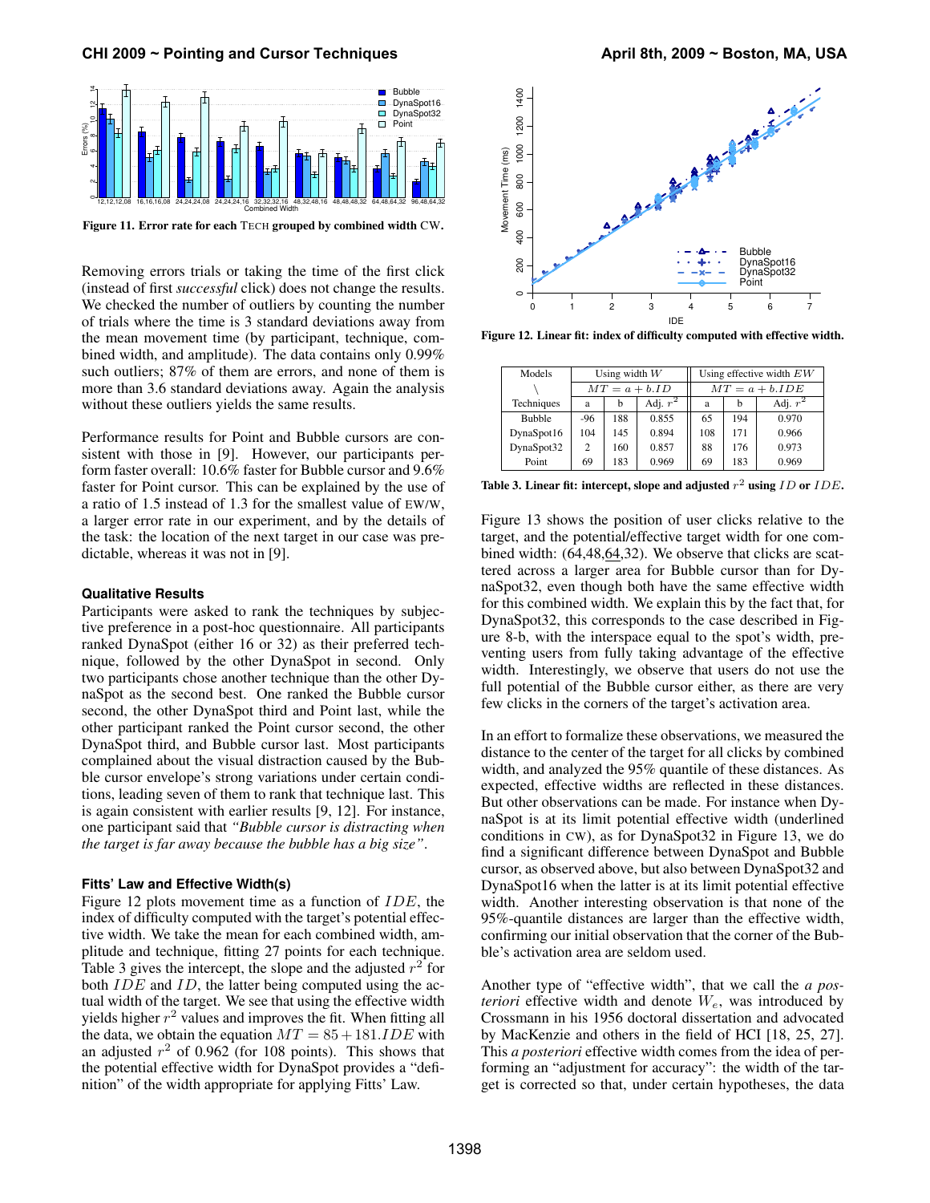Figure 11. Error rate for each TECH grouped by combined width CW.

Removing errors trials or taking the time of the first click (instead of first *successful* click) does not change the results. We checked the number of outliers by counting the number of trials where the time is 3 standard deviations away from the mean movement time (by participant, technique, combined width, and amplitude). The data contains only 0.99% such outliers; 87% of them are errors, and none of them is more than 3.6 standard deviations away. Again the analysis without these outliers yields the same results.

Performance results for Point and Bubble cursors are consistent with those in [9]. However, our participants perform faster overall: 10.6% faster for Bubble cursor and 9.6% faster for Point cursor. This can be explained by the use of a ratio of 1.5 instead of 1.3 for the smallest value of EW/W, a larger error rate in our experiment, and by the details of the task: the location of the next target in our case was predictable, whereas it was not in [9].

### Qualitative Results

Participants were asked to rank the techniques by subjective preference in a post-hoc questionnaire. All participants ranked DynaSpot (either 16 or 32) as their preferred technique, followed by the other DynaSpot in second. Only two participants chose another technique than the other DynaSpot as the second best. One ranked the Bubble cursor second, the other DynaSpot third and Point last, while the other participant ranked the Point cursor second, the other DynaSpot third, and Bubble cursor last. Most participants complained about the visual distraction caused by the Bubble cursor envelope's strong variations under certain conditions, leading seven of them to rank that technique last. This is again consistent with earlier results [9, 12]. For instance, one participant said that *"Bubble cursor is distracting when the target is far away because the bubble has a big size"*.

### Fitts' Law and Effective Width(s)

Figure 12 plots movement time as a function of $IDE$, the index of difficulty computed with the target's potential effective width. We take the mean for each combined width, amplitude and technique, fitting 27 points for each technique. Table 3 gives the intercept, the slope and the adjusted $r^2$ for both $IDE$ and $ID$, the latter being computed using the actual width of the target. We see that using the effective width yields higher $r^2$ values and improves the fit. When fitting all the data, we obtain the equation $MT = 85 + 181.IDE$ with an adjusted $r^2$ of 0.962 (for 108 points). This shows that the potential effective width for DynaSpot provides a "definition" of the width appropriate for applying Fitts' Law.

Figure 12. Linear fit: index of difficulty computed with effective width.

| Models \ Techniques | Using width $W$ | | | Using effective width $EW$ | | |
|---|---|---|---|---|---|---|
| | $MT = a + b.ID$ | | | $MT = a + b.IDE$ | | |
| | a | b | Adj. $r^2$ | a | b | Adj. $r^2$ |
| Bubble | -96 | 188 | 0.855 | 65 | 194 | 0.970 |
| DynaSpot16 | 104 | 145 | 0.894 | 108 | 171 | 0.966 |
| DynaSpot32 | 2 | 160 | 0.857 | 88 | 176 | 0.973 |
| Point | 69 | 183 | 0.969 | 69 | 183 | 0.969 |

Table 3. Linear fit: intercept, slope and adjusted $r^2$ using $ID$ or $IDE$.

Figure 13 shows the position of user clicks relative to the target, and the potential/effective target width for one combined width: (64,48,64,32). We observe that clicks are scattered across a larger area for Bubble cursor than for DynaSpot32, even though both have the same effective width for this combined width. We explain this by the fact that, for DynaSpot32, this corresponds to the case described in Figure 8-b, with the interspace equal to the spot's width, preventing users from fully taking advantage of the effective width. Interestingly, we observe that users do not use the full potential of the Bubble cursor either, as there are very few clicks in the corners of the target's activation area.

In an effort to formalize these observations, we measured the distance to the center of the target for all clicks by combined width, and analyzed the 95% quantile of these distances. As expected, effective widths are reflected in these distances. But other observations can be made. For instance when DynaSpot is at its limit potential effective width (underlined conditions in CW), as for DynaSpot32 in Figure 13, we do find a significant difference between DynaSpot and Bubble cursor, as observed above, but also between DynaSpot32 and DynaSpot16 when the latter is at its limit potential effective width. Another interesting observation is that none of the 95%-quantile distances are larger than the effective width, confirming our initial observation that the corner of the Bubble's activation area are seldom used.

Another type of "effective width", that we call the *a posteriori* effective width and denote $W_e$, was introduced by Crossmann in his 1956 doctoral dissertation and advocated by MacKenzie and others in the field of HCI [18, 25, 27]. This *a posteriori* effective width comes from the idea of performing an "adjustment for accuracy": the width of the target is corrected so that, under certain hypotheses, the data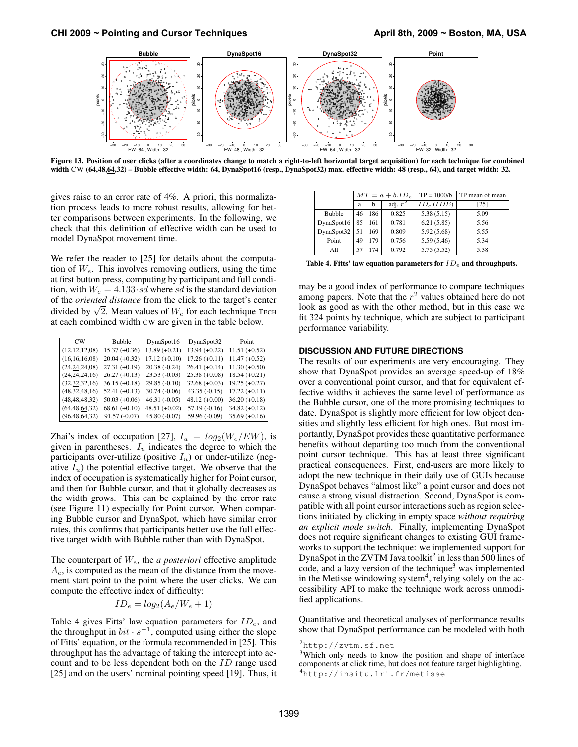Figure 13. Position of user clicks (after a coordinates change to match a right-to-left horizontal target acquisition) for each technique for combined width CW (64,48,64,32) – Bubble effective width: 64, DynaSpot16 (resp., DynaSpot32) max. effective width: 48 (resp., 64), and target width: 32.

gives raise to an error rate of 4%. A priori, this normalization process leads to more robust results, allowing for better comparisons between experiments. In the following, we check that this definition of effective width can be used to model DynaSpot movement time.

We refer the reader to [25] for details about the computation of $W_e$. This involves removing outliers, using the time at first button press, computing by participant and full condition, with $W_e = 4.133 \cdot sd$ where $sd$ is the standard deviation of the *oriented distance* from the click to the target's center divided by $\sqrt{2}$. Mean values of $W_e$ for each technique TECH at each combined width CW are given in the table below.

| CW | Bubble | DynaSpot16 | DynaSpot32 | Point |
|---|---|---|---|---|
| (12,12,12,08) | 15.37 (+0.36) | 13.89 (+0.21) | 13.94 (+0.22) | 11.51 (+0.52) |
| (16,16,16,08) | 20.04 (+0.32) | 17.12 (+0.10) | 17.26 (+0.11) | 11.47 (+0.52) |
| (24,24,24,08) | 27.31 (+0.19) | 20.38 (-0.24) | 26.41 (+0.14) | 11.30 (+0.50) |
| (24,24,24,16) | 26.27 (+0.13) | 23.53 (-0.03) | 25.38 (+0.08) | 18.54 (+0.21) |
| (32,32,32,16) | 36.15 (+0.18) | 29.85 (-0.10) | 32.68 (+0.03) | 19.25 (+0.27) |
| (48,32,48,16) | 52.41 (+0.13) | 30.74 (-0.06) | 43.35 (-0.15) | 17.22 (+0.11) |
| (48,48,48,32) | 50.03 (+0.06) | 46.31 (-0.05) | 48.12 (+0.00) | 36.20 (+0.18) |
| (64,48,64,32) | 68.61 (+0.10) | 48.51 (+0.02) | 57.19 (-0.16) | 34.82 (+0.12) |
| (96,48,64,32) | 91.57 (-0.07) | 45.80 (-0.07) | 59.96 (-0.09) | 35.69 (+0.16) |

Zhai's index of occupation [27], $I_u = log_2(W_e/EW)$, is given in parentheses. $I_u$ indicates the degree to which the participants over-utilize (positive $I_u$) or under-utilize (negative $I_u$) the potential effective target. We observe that the index of occupation is systematically higher for Point cursor, and then for Bubble cursor, and that it globally decreases as the width grows. This can be explained by the error rate (see Figure 11) especially for Point cursor. When comparing Bubble cursor and DynaSpot, which have similar error rates, this confirms that participants better use the full effective target width with Bubble rather than with DynaSpot.

The counterpart of $W_e$, the *a posteriori* effective amplitude $A_e$, is computed as the mean of the distance from the movement start point to the point where the user clicks. We can compute the effective index of difficulty:

$$ID_e = log_2(A_e/W_e + 1)$$

Table 4 gives Fitts' law equation parameters for $ID_e$, and the throughput in $bit \cdot s^{-1}$, computed using either the slope of Fitts' equation, or the formula recommended in [25]. This throughput has the advantage of taking the intercept into account and to be less dependent both on the $ID$ range used [25] and on the users' nominal pointing speed [19]. Thus, it may be a good index of performance to compare techniques among papers. Note that the $r^2$ values obtained here do not look as good as with the other method, but in this case we fit 324 points by technique, which are subject to participant performance variability.

| | $MT = a + b.ID_e$ | | | TP = 1000/b | TP mean of mean |
|---|---|---|---|---|---|
| | a | b | adj. $r^2$ | $ID_e$ ($IDE$) | [25] |
| Bubble | 46 | 186 | 0.825 | 5.38 (5.15) | 5.09 |
| DynaSpot16 | 85 | 161 | 0.781 | 6.21 (5.85) | 5.56 |
| DynaSpot32 | 51 | 169 | 0.809 | 5.92 (5.68) | 5.55 |
| Point | 49 | 179 | 0.756 | 5.59 (5.46) | 5.34 |
| All | 57 | 174 | 0.792 | 5.75 (5.52) | 5.38 |

Table 4. Fitts' law equation parameters for $ID_e$ and throughputs.

## DISCUSSION AND FUTURE DIRECTIONS

The results of our experiments are very encouraging. They show that DynaSpot provides an average speed-up of 18% over a conventional point cursor, and that for equivalent effective widths it achieves the same level of performance as the Bubble cursor, one of the more promising techniques to date. DynaSpot is slightly more efficient for low object densities and slightly less efficient for high ones. But most importantly, DynaSpot provides these quantitative performance benefits without departing too much from the conventional point cursor technique. This has at least three significant practical consequences. First, end-users are more likely to adopt the new technique in their daily use of GUIs because DynaSpot behaves "almost like" a point cursor and does not cause a strong visual distraction. Second, DynaSpot is compatible with all point cursor interactions such as region selections initiated by clicking in empty space *without requiring an explicit mode switch*. Finally, implementing DynaSpot does not require significant changes to existing GUI frameworks to support the technique: we implemented support for DynaSpot in the ZVTM Java toolkit[2] in less than 500 lines of code, and a lazy version of the technique[3] was implemented in the Metisse windowing system[4], relying solely on the accessibility API to make the technique work across unmodified applications.

Quantitative and theoretical analyses of performance results show that DynaSpot performance can be modeled with both

[2] http://zvtm.sf.net

[3] Which only needs to know the position and shape of interface components at click time, but does not feature target highlighting.

[4] http://insitu.lri.fr/metisse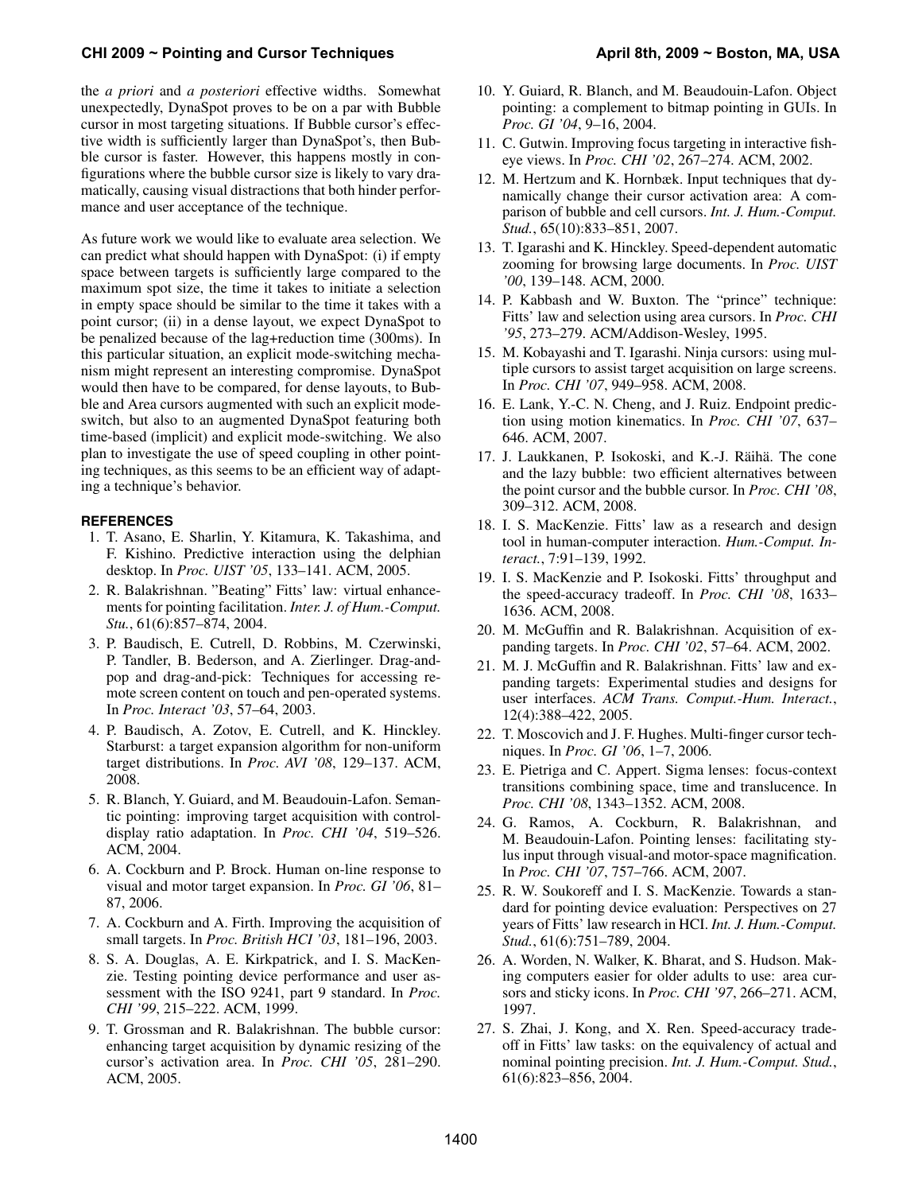the *a priori* and *a posteriori* effective widths. Somewhat unexpectedly, DynaSpot proves to be on a par with Bubble cursor in most targeting situations. If Bubble cursor's effective width is sufficiently larger than DynaSpot's, then Bubble cursor is faster. However, this happens mostly in configurations where the bubble cursor size is likely to vary dramatically, causing visual distractions that both hinder performance and user acceptance of the technique.

As future work we would like to evaluate area selection. We can predict what should happen with DynaSpot: (i) if empty space between targets is sufficiently large compared to the maximum spot size, the time it takes to initiate a selection in empty space should be similar to the time it takes with a point cursor; (ii) in a dense layout, we expect DynaSpot to be penalized because of the lag+reduction time (300ms). In this particular situation, an explicit mode-switching mechanism might represent an interesting compromise. DynaSpot would then have to be compared, for dense layouts, to Bubble and Area cursors augmented with such an explicit mode-switch, but also to an augmented DynaSpot featuring both time-based (implicit) and explicit mode-switching. We also plan to investigate the use of speed coupling in other pointing techniques, as this seems to be an efficient way of adapting a technique's behavior.

## REFERENCES

1. T. Asano, E. Sharlin, Y. Kitamura, K. Takashima, and F. Kishino. Predictive interaction using the delphian desktop. In *Proc. UIST '05*, 133–141. ACM, 2005.
2. R. Balakrishnan. "Beating" Fitts' law: virtual enhancements for pointing facilitation. *Inter. J. of Hum.-Comput. Stu.*, 61(6):857–874, 2004.
3. P. Baudisch, E. Cutrell, D. Robbins, M. Czerwinski, P. Tandler, B. Bederson, and A. Zierlinger. Drag-and-pop and drag-and-pick: Techniques for accessing remote screen content on touch and pen-operated systems. In *Proc. Interact '03*, 57–64, 2003.
4. P. Baudisch, A. Zotov, E. Cutrell, and K. Hinckley. Starburst: a target expansion algorithm for non-uniform target distributions. In *Proc. AVI '08*, 129–137. ACM, 2008.
5. R. Blanch, Y. Guiard, and M. Beaudouin-Lafon. Semantic pointing: improving target acquisition with control-display ratio adaptation. In *Proc. CHI '04*, 519–526. ACM, 2004.
6. A. Cockburn and P. Brock. Human on-line response to visual and motor target expansion. In *Proc. GI '06*, 81–87, 2006.
7. A. Cockburn and A. Firth. Improving the acquisition of small targets. In *Proc. British HCI '03*, 181–196, 2003.
8. S. A. Douglas, A. E. Kirkpatrick, and I. S. MacKenzie. Testing pointing device performance and user assessment with the ISO 9241, part 9 standard. In *Proc. CHI '99*, 215–222. ACM, 1999.
9. T. Grossman and R. Balakrishnan. The bubble cursor: enhancing target acquisition by dynamic resizing of the cursor's activation area. In *Proc. CHI '05*, 281–290. ACM, 2005.
10. Y. Guiard, R. Blanch, and M. Beaudouin-Lafon. Object pointing: a complement to bitmap pointing in GUIs. In *Proc. GI '04*, 9–16, 2004.
11. C. Gutwin. Improving focus targeting in interactive fisheye views. In *Proc. CHI '02*, 267–274. ACM, 2002.
12. M. Hertzum and K. Hornbæk. Input techniques that dynamically change their cursor activation area: A comparison of bubble and cell cursors. *Int. J. Hum.-Comput. Stud.*, 65(10):833–851, 2007.
13. T. Igarashi and K. Hinckley. Speed-dependent automatic zooming for browsing large documents. In *Proc. UIST '00*, 139–148. ACM, 2000.
14. P. Kabbash and W. Buxton. The "prince" technique: Fitts' law and selection using area cursors. In *Proc. CHI '95*, 273–279. ACM/Addison-Wesley, 1995.
15. M. Kobayashi and T. Igarashi. Ninja cursors: using multiple cursors to assist target acquisition on large screens. In *Proc. CHI '07*, 949–958. ACM, 2008.
16. E. Lank, Y.-C. N. Cheng, and J. Ruiz. Endpoint prediction using motion kinematics. In *Proc. CHI '07*, 637–646. ACM, 2007.
17. J. Laukkanen, P. Isokoski, and K.-J. Räihä. The cone and the lazy bubble: two efficient alternatives between the point cursor and the bubble cursor. In *Proc. CHI '08*, 309–312. ACM, 2008.
18. I. S. MacKenzie. Fitts' law as a research and design tool in human-computer interaction. *Hum.-Comput. Interact.*, 7:91–139, 1992.
19. I. S. MacKenzie and P. Isokoski. Fitts' throughput and the speed-accuracy tradeoff. In *Proc. CHI '08*, 1633–1636. ACM, 2008.
20. M. McGuffin and R. Balakrishnan. Acquisition of expanding targets. In *Proc. CHI '02*, 57–64. ACM, 2002.
21. M. J. McGuffin and R. Balakrishnan. Fitts' law and expanding targets: Experimental studies and designs for user interfaces. *ACM Trans. Comput.-Hum. Interact.*, 12(4):388–422, 2005.
22. T. Moscovich and J. F. Hughes. Multi-finger cursor techniques. In *Proc. GI '06*, 1–7, 2006.
23. E. Pietriga and C. Appert. Sigma lenses: focus-context transitions combining space, time and translucence. In *Proc. CHI '08*, 1343–1352. ACM, 2008.
24. G. Ramos, A. Cockburn, R. Balakrishnan, and M. Beaudouin-Lafon. Pointing lenses: facilitating stylus input through visual-and motor-space magnification. In *Proc. CHI '07*, 757–766. ACM, 2007.
25. R. W. Soukoreff and I. S. MacKenzie. Towards a standard for pointing device evaluation: Perspectives on 27 years of Fitts' law research in HCI. *Int. J. Hum.-Comput. Stud.*, 61(6):751–789, 2004.
26. A. Worden, N. Walker, K. Bharat, and S. Hudson. Making computers easier for older adults to use: area cursors and sticky icons. In *Proc. CHI '97*, 266–271. ACM, 1997.
27. S. Zhai, J. Kong, and X. Ren. Speed-accuracy tradeoff in Fitts' law tasks: on the equivalency of actual and nominal pointing precision. *Int. J. Hum.-Comput. Stud.*, 61(6):823–856, 2004.